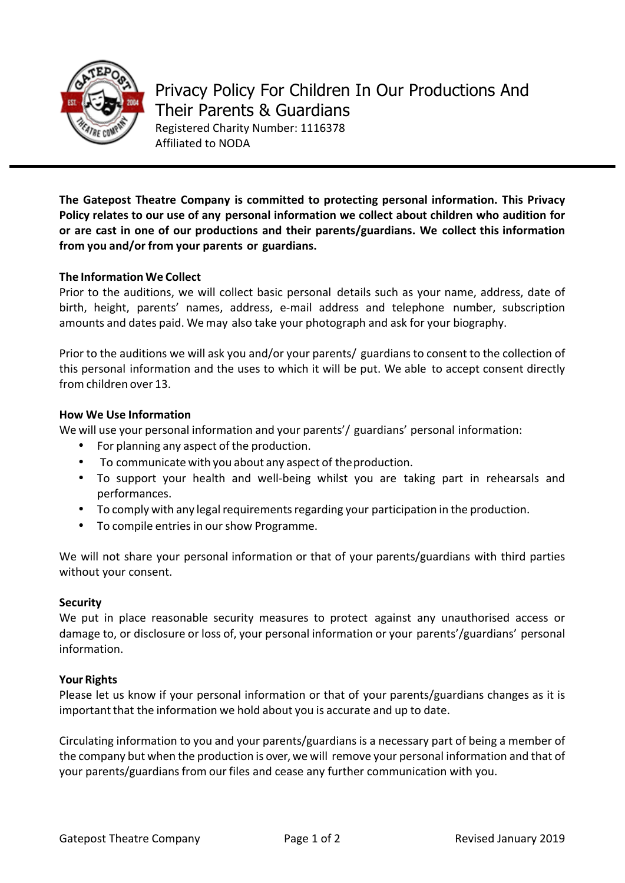# Privacy Policy For Children In Our Productions And Their Parents & Guardians

Registered Charity Number: 1116378
Affiliated to NODA

**The Gatepost Theatre Company is committed to protecting personal information. This Privacy Policy relates to our use of any personal information we collect about children who audition for or are cast in one of our productions and their parents/guardians. We collect this information from you and/or from your parents or guardians.**

**The Information We Collect**

Prior to the auditions, we will collect basic personal details such as your name, address, date of birth, height, parents' names, address, e-mail address and telephone number, subscription amounts and dates paid. We may also take your photograph and ask for your biography.

Prior to the auditions we will ask you and/or your parents/ guardians to consent to the collection of this personal information and the uses to which it will be put. We able to accept consent directly from children over 13.

**How We Use Information**

We will use your personal information and your parents'/ guardians' personal information:

- For planning any aspect of the production.
- To communicate with you about any aspect of the production.
- To support your health and well-being whilst you are taking part in rehearsals and performances.
- To comply with any legal requirements regarding your participation in the production.
- To compile entries in our show Programme.

We will not share your personal information or that of your parents/guardians with third parties without your consent.

**Security**

We put in place reasonable security measures to protect against any unauthorised access or damage to, or disclosure or loss of, your personal information or your parents'/guardians' personal information.

**Your Rights**

Please let us know if your personal information or that of your parents/guardians changes as it is important that the information we hold about you is accurate and up to date.

Circulating information to you and your parents/guardians is a necessary part of being a member of the company but when the production is over, we will remove your personal information and that of your parents/guardians from our files and cease any further communication with you.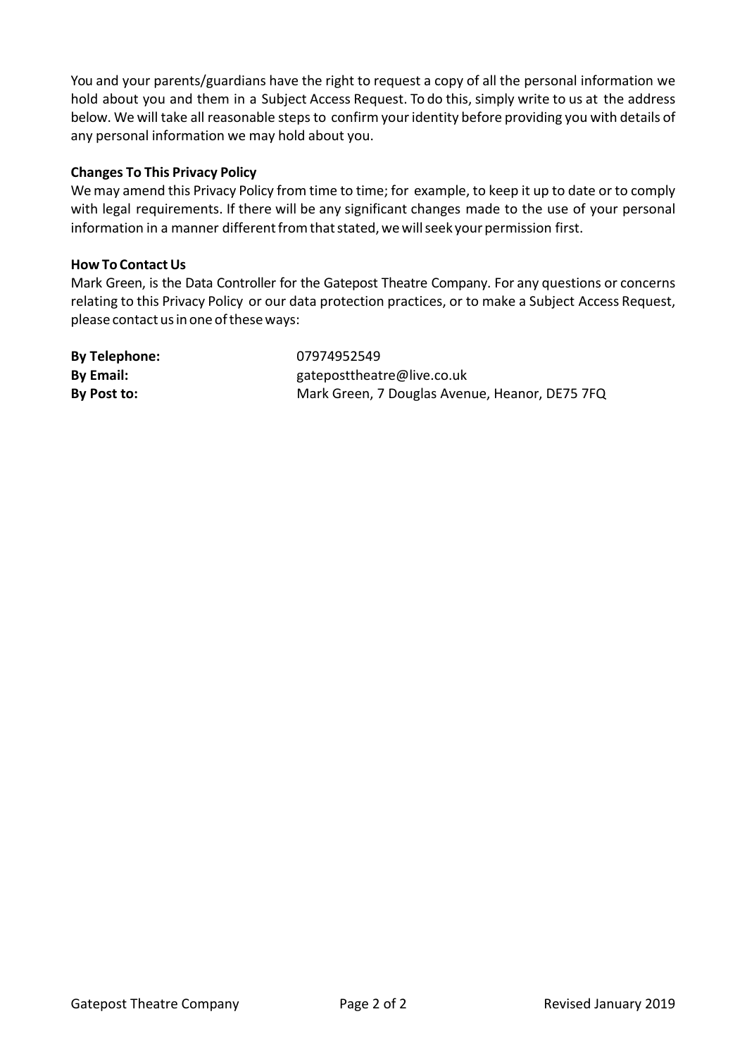You and your parents/guardians have the right to request a copy of all the personal information we hold about you and them in a Subject Access Request. To do this, simply write to us at the address below. We will take all reasonable steps to confirm your identity before providing you with details of any personal information we may hold about you.

**Changes To This Privacy Policy**

We may amend this Privacy Policy from time to time; for example, to keep it up to date or to comply with legal requirements. If there will be any significant changes made to the use of your personal information in a manner different from that stated, we will seek your permission first.

**How To Contact Us**

Mark Green, is the Data Controller for the Gatepost Theatre Company. For any questions or concerns relating to this Privacy Policy or our data protection practices, or to make a Subject Access Request, please contact us in one of these ways:

| | |
|---|---|
| **By Telephone:** | 07974952549 |
| **By Email:** | gateposttheatre@live.co.uk |
| **By Post to:** | Mark Green, 7 Douglas Avenue, Heanor, DE75 7FQ |